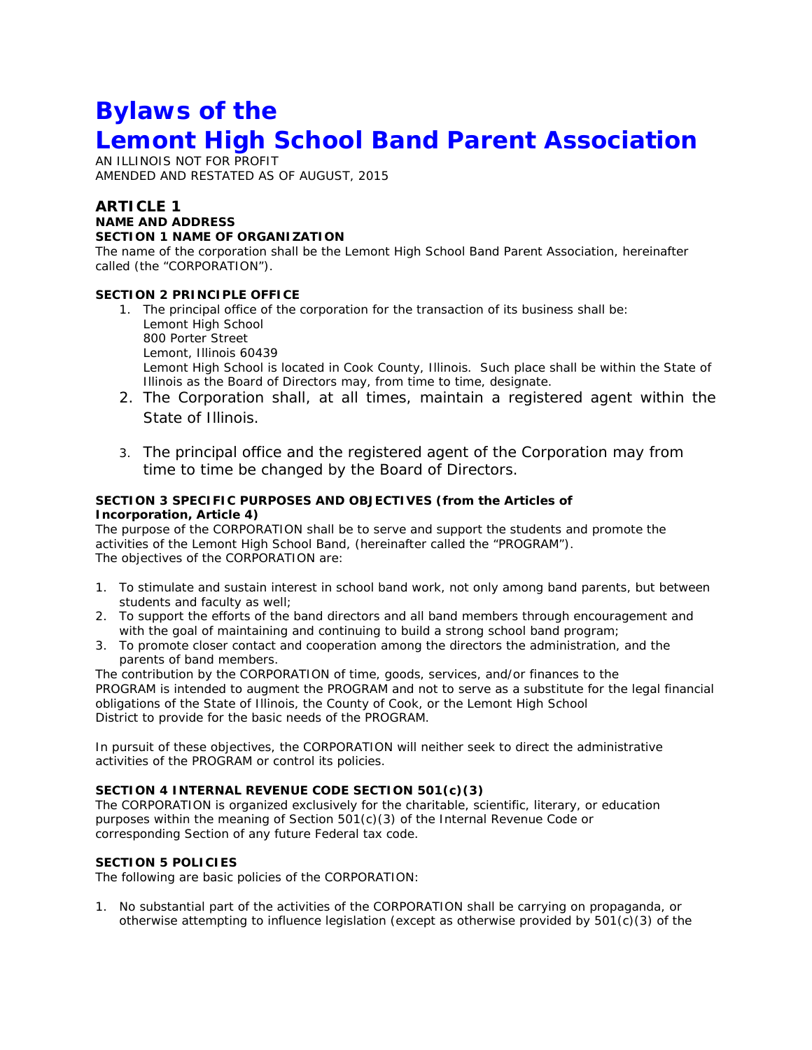# Bylaws of the Lemont High School Band Parent Association

AN ILLINOIS NOT FOR PROFIT
AMENDED AND RESTATED AS OF AUGUST, 2015

## ARTICLE 1

### NAME AND ADDRESS

#### SECTION 1 NAME OF ORGANIZATION

The name of the corporation shall be the Lemont High School Band Parent Association, hereinafter called (the "CORPORATION").

#### SECTION 2 PRINCIPLE OFFICE

1. The principal office of the corporation for the transaction of its business shall be:
   Lemont High School
   800 Porter Street
   Lemont, Illinois 60439
   Lemont High School is located in Cook County, Illinois. Such place shall be within the State of Illinois as the Board of Directors may, from time to time, designate.
2. The Corporation shall, at all times, maintain a registered agent within the State of Illinois.
3. The principal office and the registered agent of the Corporation may from time to time be changed by the Board of Directors.

#### SECTION 3 SPECIFIC PURPOSES AND OBJECTIVES (from the Articles of Incorporation, Article 4)

The purpose of the CORPORATION shall be to serve and support the students and promote the activities of the Lemont High School Band, (hereinafter called the "PROGRAM").
The objectives of the CORPORATION are:

1. To stimulate and sustain interest in school band work, not only among band parents, but between students and faculty as well;
2. To support the efforts of the band directors and all band members through encouragement and with the goal of maintaining and continuing to build a strong school band program;
3. To promote closer contact and cooperation among the directors the administration, and the parents of band members.

The contribution by the CORPORATION of time, goods, services, and/or finances to the PROGRAM is intended to augment the PROGRAM and not to serve as a substitute for the legal financial obligations of the State of Illinois, the County of Cook, or the Lemont High School District to provide for the basic needs of the PROGRAM.

In pursuit of these objectives, the CORPORATION will neither seek to direct the administrative activities of the PROGRAM or control its policies.

#### SECTION 4 INTERNAL REVENUE CODE SECTION 501(c)(3)

The CORPORATION is organized exclusively for the charitable, scientific, literary, or education purposes within the meaning of Section 501(c)(3) of the Internal Revenue Code or corresponding Section of any future Federal tax code.

#### SECTION 5 POLICIES

The following are basic policies of the CORPORATION:

1. No substantial part of the activities of the CORPORATION shall be carrying on propaganda, or otherwise attempting to influence legislation (except as otherwise provided by 501(c)(3) of the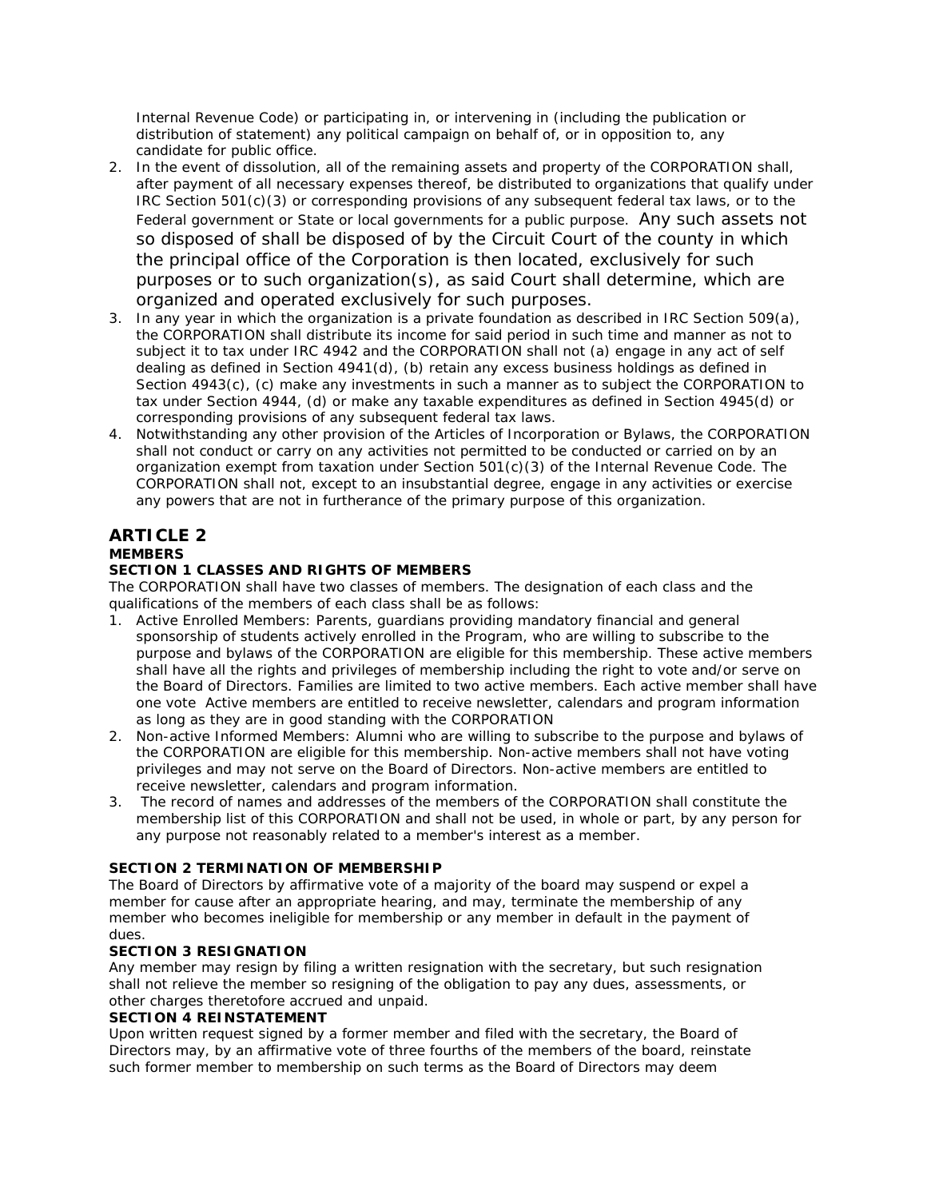Internal Revenue Code) or participating in, or intervening in (including the publication or distribution of statement) any political campaign on behalf of, or in opposition to, any candidate for public office.

2. In the event of dissolution, all of the remaining assets and property of the CORPORATION shall, after payment of all necessary expenses thereof, be distributed to organizations that qualify under IRC Section 501(c)(3) or corresponding provisions of any subsequent federal tax laws, or to the Federal government or State or local governments for a public purpose. Any such assets not so disposed of shall be disposed of by the Circuit Court of the county in which the principal office of the Corporation is then located, exclusively for such purposes or to such organization(s), as said Court shall determine, which are organized and operated exclusively for such purposes.
3. In any year in which the organization is a private foundation as described in IRC Section 509(a), the CORPORATION shall distribute its income for said period in such time and manner as not to subject it to tax under IRC 4942 and the CORPORATION shall not (a) engage in any act of self dealing as defined in Section 4941(d), (b) retain any excess business holdings as defined in Section 4943(c), (c) make any investments in such a manner as to subject the CORPORATION to tax under Section 4944, (d) or make any taxable expenditures as defined in Section 4945(d) or corresponding provisions of any subsequent federal tax laws.
4. Notwithstanding any other provision of the Articles of Incorporation or Bylaws, the CORPORATION shall not conduct or carry on any activities not permitted to be conducted or carried on by an organization exempt from taxation under Section 501(c)(3) of the Internal Revenue Code. The CORPORATION shall not, except to an insubstantial degree, engage in any activities or exercise any powers that are not in furtherance of the primary purpose of this organization.

## ARTICLE 2

### MEMBERS

**SECTION 1 CLASSES AND RIGHTS OF MEMBERS**

The CORPORATION shall have two classes of members. The designation of each class and the qualifications of the members of each class shall be as follows:

1. Active Enrolled Members: Parents, guardians providing mandatory financial and general sponsorship of students actively enrolled in the Program, who are willing to subscribe to the purpose and bylaws of the CORPORATION are eligible for this membership. These active members shall have all the rights and privileges of membership including the right to vote and/or serve on the Board of Directors. Families are limited to two active members. Each active member shall have one vote Active members are entitled to receive newsletter, calendars and program information as long as they are in good standing with the CORPORATION
2. Non-active Informed Members: Alumni who are willing to subscribe to the purpose and bylaws of the CORPORATION are eligible for this membership. Non-active members shall not have voting privileges and may not serve on the Board of Directors. Non-active members are entitled to receive newsletter, calendars and program information.
3. The record of names and addresses of the members of the CORPORATION shall constitute the membership list of this CORPORATION and shall not be used, in whole or part, by any person for any purpose not reasonably related to a member's interest as a member.

**SECTION 2 TERMINATION OF MEMBERSHIP**

The Board of Directors by affirmative vote of a majority of the board may suspend or expel a member for cause after an appropriate hearing, and may, terminate the membership of any member who becomes ineligible for membership or any member in default in the payment of dues.

**SECTION 3 RESIGNATION**

Any member may resign by filing a written resignation with the secretary, but such resignation shall not relieve the member so resigning of the obligation to pay any dues, assessments, or other charges theretofore accrued and unpaid.

**SECTION 4 REINSTATEMENT**

Upon written request signed by a former member and filed with the secretary, the Board of Directors may, by an affirmative vote of three fourths of the members of the board, reinstate such former member to membership on such terms as the Board of Directors may deem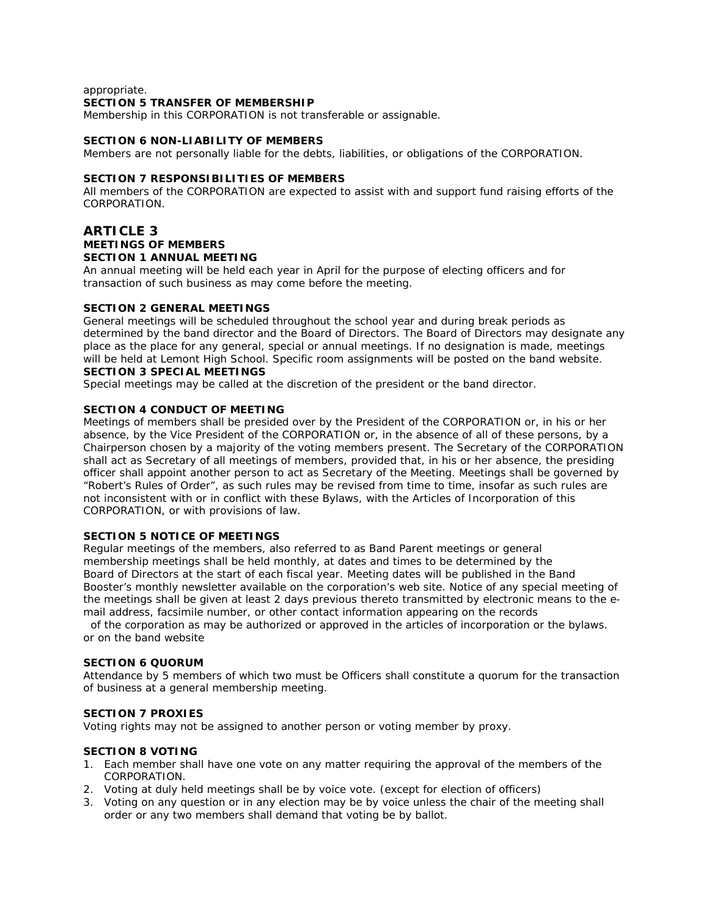appropriate.

**SECTION 5 TRANSFER OF MEMBERSHIP**

Membership in this CORPORATION is not transferable or assignable.

**SECTION 6 NON-LIABILITY OF MEMBERS**

Members are not personally liable for the debts, liabilities, or obligations of the CORPORATION.

**SECTION 7 RESPONSIBILITIES OF MEMBERS**

All members of the CORPORATION are expected to assist with and support fund raising efforts of the CORPORATION.

## ARTICLE 3

### MEETINGS OF MEMBERS

**SECTION 1 ANNUAL MEETING**

An annual meeting will be held each year in April for the purpose of electing officers and for transaction of such business as may come before the meeting.

**SECTION 2 GENERAL MEETINGS**

General meetings will be scheduled throughout the school year and during break periods as determined by the band director and the Board of Directors. The Board of Directors may designate any place as the place for any general, special or annual meetings. If no designation is made, meetings will be held at Lemont High School. Specific room assignments will be posted on the band website.

**SECTION 3 SPECIAL MEETINGS**

Special meetings may be called at the discretion of the president or the band director.

**SECTION 4 CONDUCT OF MEETING**

Meetings of members shall be presided over by the President of the CORPORATION or, in his or her absence, by the Vice President of the CORPORATION or, in the absence of all of these persons, by a Chairperson chosen by a majority of the voting members present. The Secretary of the CORPORATION shall act as Secretary of all meetings of members, provided that, in his or her absence, the presiding officer shall appoint another person to act as Secretary of the Meeting. Meetings shall be governed by "Robert's Rules of Order", as such rules may be revised from time to time, insofar as such rules are not inconsistent with or in conflict with these Bylaws, with the Articles of Incorporation of this CORPORATION, or with provisions of law.

**SECTION 5 NOTICE OF MEETINGS**

Regular meetings of the members, also referred to as Band Parent meetings or general membership meetings shall be held monthly, at dates and times to be determined by the Board of Directors at the start of each fiscal year. Meeting dates will be published in the Band Booster's monthly newsletter available on the corporation's web site. Notice of any special meeting of the meetings shall be given at least 2 days previous thereto transmitted by electronic means to the e-mail address, facsimile number, or other contact information appearing on the records of the corporation as may be authorized or approved in the articles of incorporation or the bylaws. or on the band website

**SECTION 6 QUORUM**

Attendance by 5 members of which two must be Officers shall constitute a quorum for the transaction of business at a general membership meeting.

**SECTION 7 PROXIES**

Voting rights may not be assigned to another person or voting member by proxy.

**SECTION 8 VOTING**

1. Each member shall have one vote on any matter requiring the approval of the members of the CORPORATION.
2. Voting at duly held meetings shall be by voice vote. (except for election of officers)
3. Voting on any question or in any election may be by voice unless the chair of the meeting shall order or any two members shall demand that voting be by ballot.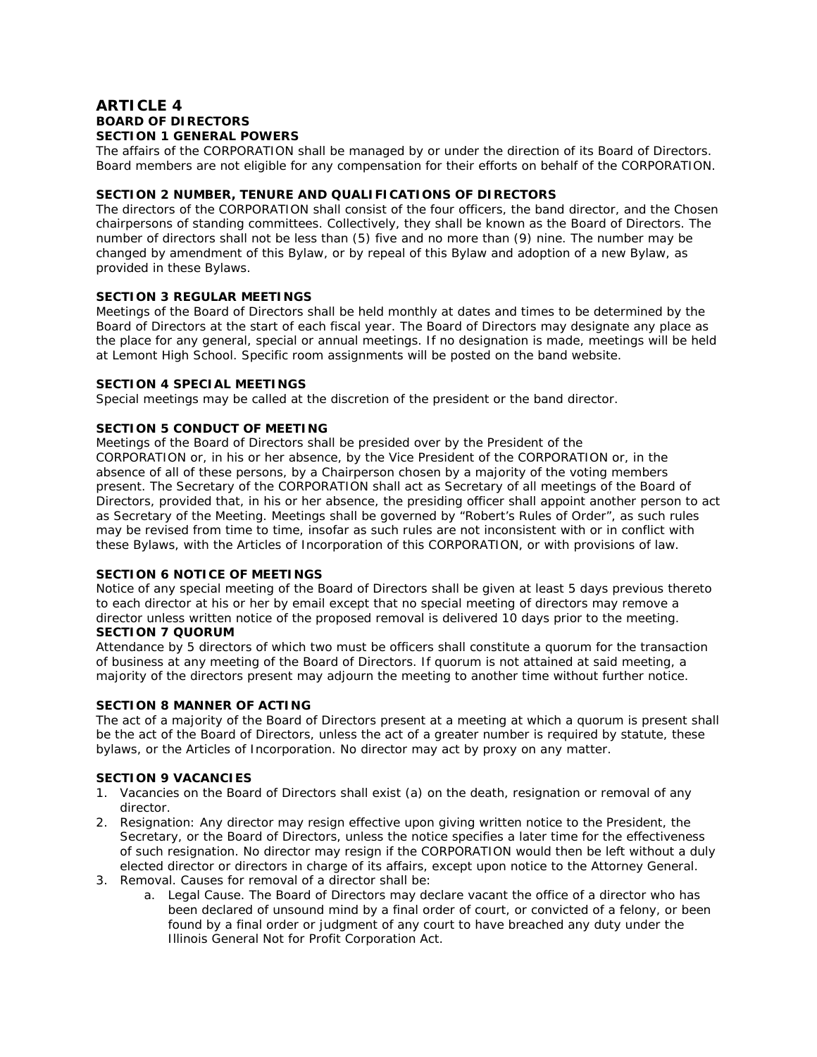# ARTICLE 4

## BOARD OF DIRECTORS

### SECTION 1 GENERAL POWERS

The affairs of the CORPORATION shall be managed by or under the direction of its Board of Directors. Board members are not eligible for any compensation for their efforts on behalf of the CORPORATION.

### SECTION 2 NUMBER, TENURE AND QUALIFICATIONS OF DIRECTORS

The directors of the CORPORATION shall consist of the four officers, the band director, and the Chosen chairpersons of standing committees. Collectively, they shall be known as the Board of Directors. The number of directors shall not be less than (5) five and no more than (9) nine. The number may be changed by amendment of this Bylaw, or by repeal of this Bylaw and adoption of a new Bylaw, as provided in these Bylaws.

### SECTION 3 REGULAR MEETINGS

Meetings of the Board of Directors shall be held monthly at dates and times to be determined by the Board of Directors at the start of each fiscal year. The Board of Directors may designate any place as the place for any general, special or annual meetings. If no designation is made, meetings will be held at Lemont High School. Specific room assignments will be posted on the band website.

### SECTION 4 SPECIAL MEETINGS

Special meetings may be called at the discretion of the president or the band director.

### SECTION 5 CONDUCT OF MEETING

Meetings of the Board of Directors shall be presided over by the President of the CORPORATION or, in his or her absence, by the Vice President of the CORPORATION or, in the absence of all of these persons, by a Chairperson chosen by a majority of the voting members present. The Secretary of the CORPORATION shall act as Secretary of all meetings of the Board of Directors, provided that, in his or her absence, the presiding officer shall appoint another person to act as Secretary of the Meeting. Meetings shall be governed by "Robert's Rules of Order", as such rules may be revised from time to time, insofar as such rules are not inconsistent with or in conflict with these Bylaws, with the Articles of Incorporation of this CORPORATION, or with provisions of law.

### SECTION 6 NOTICE OF MEETINGS

Notice of any special meeting of the Board of Directors shall be given at least 5 days previous thereto to each director at his or her by email except that no special meeting of directors may remove a director unless written notice of the proposed removal is delivered 10 days prior to the meeting.

### SECTION 7 QUORUM

Attendance by 5 directors of which two must be officers shall constitute a quorum for the transaction of business at any meeting of the Board of Directors. If quorum is not attained at said meeting, a majority of the directors present may adjourn the meeting to another time without further notice.

### SECTION 8 MANNER OF ACTING

The act of a majority of the Board of Directors present at a meeting at which a quorum is present shall be the act of the Board of Directors, unless the act of a greater number is required by statute, these bylaws, or the Articles of Incorporation. No director may act by proxy on any matter.

### SECTION 9 VACANCIES

1. Vacancies on the Board of Directors shall exist (a) on the death, resignation or removal of any director.
2. Resignation: Any director may resign effective upon giving written notice to the President, the Secretary, or the Board of Directors, unless the notice specifies a later time for the effectiveness of such resignation. No director may resign if the CORPORATION would then be left without a duly elected director or directors in charge of its affairs, except upon notice to the Attorney General.
3. Removal. Causes for removal of a director shall be:
   a. Legal Cause. The Board of Directors may declare vacant the office of a director who has been declared of unsound mind by a final order of court, or convicted of a felony, or been found by a final order or judgment of any court to have breached any duty under the Illinois General Not for Profit Corporation Act.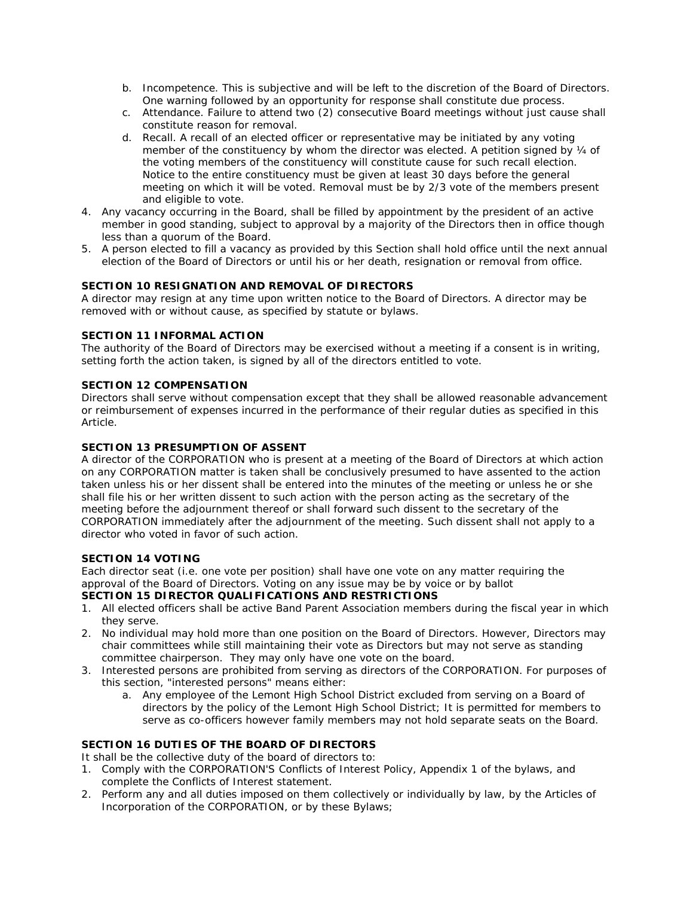b. Incompetence. This is subjective and will be left to the discretion of the Board of Directors. One warning followed by an opportunity for response shall constitute due process.
   c. Attendance. Failure to attend two (2) consecutive Board meetings without just cause shall constitute reason for removal.
   d. Recall. A recall of an elected officer or representative may be initiated by any voting member of the constituency by whom the director was elected. A petition signed by ¼ of the voting members of the constituency will constitute cause for such recall election. Notice to the entire constituency must be given at least 30 days before the general meeting on which it will be voted. Removal must be by 2/3 vote of the members present and eligible to vote.
4. Any vacancy occurring in the Board, shall be filled by appointment by the president of an active member in good standing, subject to approval by a majority of the Directors then in office though less than a quorum of the Board.
5. A person elected to fill a vacancy as provided by this Section shall hold office until the next annual election of the Board of Directors or until his or her death, resignation or removal from office.

**SECTION 10 RESIGNATION AND REMOVAL OF DIRECTORS**

A director may resign at any time upon written notice to the Board of Directors. A director may be removed with or without cause, as specified by statute or bylaws.

**SECTION 11 INFORMAL ACTION**

The authority of the Board of Directors may be exercised without a meeting if a consent is in writing, setting forth the action taken, is signed by all of the directors entitled to vote.

**SECTION 12 COMPENSATION**

Directors shall serve without compensation except that they shall be allowed reasonable advancement or reimbursement of expenses incurred in the performance of their regular duties as specified in this Article.

**SECTION 13 PRESUMPTION OF ASSENT**

A director of the CORPORATION who is present at a meeting of the Board of Directors at which action on any CORPORATION matter is taken shall be conclusively presumed to have assented to the action taken unless his or her dissent shall be entered into the minutes of the meeting or unless he or she shall file his or her written dissent to such action with the person acting as the secretary of the meeting before the adjournment thereof or shall forward such dissent to the secretary of the CORPORATION immediately after the adjournment of the meeting. Such dissent shall not apply to a director who voted in favor of such action.

**SECTION 14 VOTING**

Each director seat (i.e. one vote per position) shall have one vote on any matter requiring the approval of the Board of Directors. Voting on any issue may be by voice or by ballot

**SECTION 15 DIRECTOR QUALIFICATIONS AND RESTRICTIONS**

1. All elected officers shall be active Band Parent Association members during the fiscal year in which they serve.
2. No individual may hold more than one position on the Board of Directors. However, Directors may chair committees while still maintaining their vote as Directors but may not serve as standing committee chairperson. They may only have one vote on the board.
3. Interested persons are prohibited from serving as directors of the CORPORATION. For purposes of this section, "interested persons" means either:
   a. Any employee of the Lemont High School District excluded from serving on a Board of directors by the policy of the Lemont High School District; It is permitted for members to serve as co-officers however family members may not hold separate seats on the Board.

**SECTION 16 DUTIES OF THE BOARD OF DIRECTORS**

It shall be the collective duty of the board of directors to:

1. Comply with the CORPORATION'S Conflicts of Interest Policy, Appendix 1 of the bylaws, and complete the Conflicts of Interest statement.
2. Perform any and all duties imposed on them collectively or individually by law, by the Articles of Incorporation of the CORPORATION, or by these Bylaws;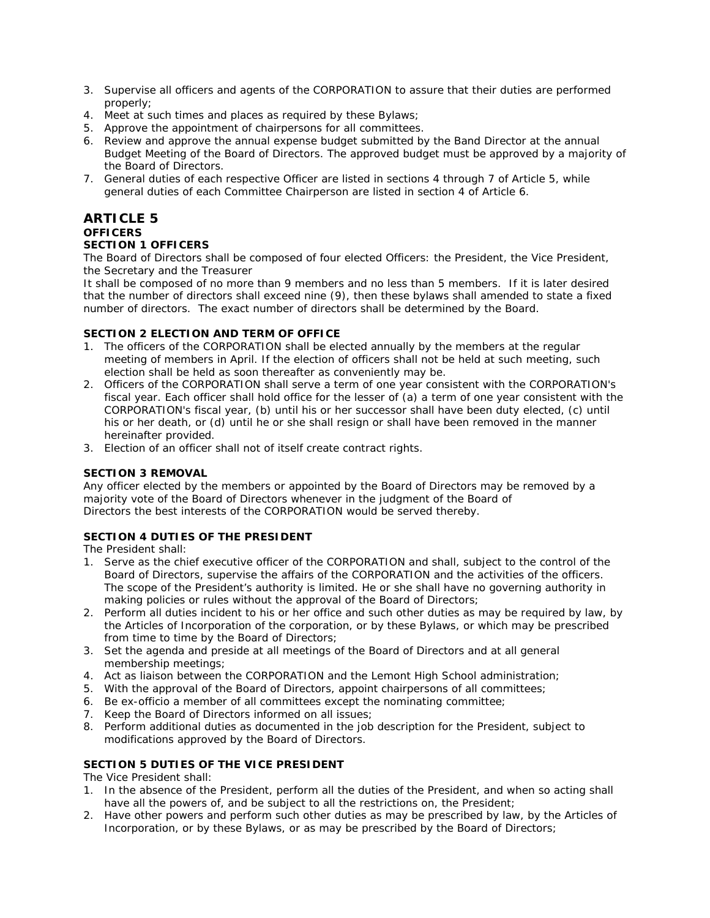3. Supervise all officers and agents of the CORPORATION to assure that their duties are performed properly;
4. Meet at such times and places as required by these Bylaws;
5. Approve the appointment of chairpersons for all committees.
6. Review and approve the annual expense budget submitted by the Band Director at the annual Budget Meeting of the Board of Directors. The approved budget must be approved by a majority of the Board of Directors.
7. General duties of each respective Officer are listed in sections 4 through 7 of Article 5, while general duties of each Committee Chairperson are listed in section 4 of Article 6.

# ARTICLE 5

**OFFICERS**

**SECTION 1 OFFICERS**

The Board of Directors shall be composed of four elected Officers: the President, the Vice President, the Secretary and the Treasurer

It shall be composed of no more than 9 members and no less than 5 members. If it is later desired that the number of directors shall exceed nine (9), then these bylaws shall amended to state a fixed number of directors. The exact number of directors shall be determined by the Board.

**SECTION 2 ELECTION AND TERM OF OFFICE**

1. The officers of the CORPORATION shall be elected annually by the members at the regular meeting of members in April. If the election of officers shall not be held at such meeting, such election shall be held as soon thereafter as conveniently may be.
2. Officers of the CORPORATION shall serve a term of one year consistent with the CORPORATION's fiscal year. Each officer shall hold office for the lesser of (a) a term of one year consistent with the CORPORATION's fiscal year, (b) until his or her successor shall have been duty elected, (c) until his or her death, or (d) until he or she shall resign or shall have been removed in the manner hereinafter provided.
3. Election of an officer shall not of itself create contract rights.

**SECTION 3 REMOVAL**

Any officer elected by the members or appointed by the Board of Directors may be removed by a majority vote of the Board of Directors whenever in the judgment of the Board of Directors the best interests of the CORPORATION would be served thereby.

**SECTION 4 DUTIES OF THE PRESIDENT**

The President shall:

1. Serve as the chief executive officer of the CORPORATION and shall, subject to the control of the Board of Directors, supervise the affairs of the CORPORATION and the activities of the officers. The scope of the President's authority is limited. He or she shall have no governing authority in making policies or rules without the approval of the Board of Directors;
2. Perform all duties incident to his or her office and such other duties as may be required by law, by the Articles of Incorporation of the corporation, or by these Bylaws, or which may be prescribed from time to time by the Board of Directors;
3. Set the agenda and preside at all meetings of the Board of Directors and at all general membership meetings;
4. Act as liaison between the CORPORATION and the Lemont High School administration;
5. With the approval of the Board of Directors, appoint chairpersons of all committees;
6. Be ex-officio a member of all committees except the nominating committee;
7. Keep the Board of Directors informed on all issues;
8. Perform additional duties as documented in the job description for the President, subject to modifications approved by the Board of Directors.

**SECTION 5 DUTIES OF THE VICE PRESIDENT**

The Vice President shall:

1. In the absence of the President, perform all the duties of the President, and when so acting shall have all the powers of, and be subject to all the restrictions on, the President;
2. Have other powers and perform such other duties as may be prescribed by law, by the Articles of Incorporation, or by these Bylaws, or as may be prescribed by the Board of Directors;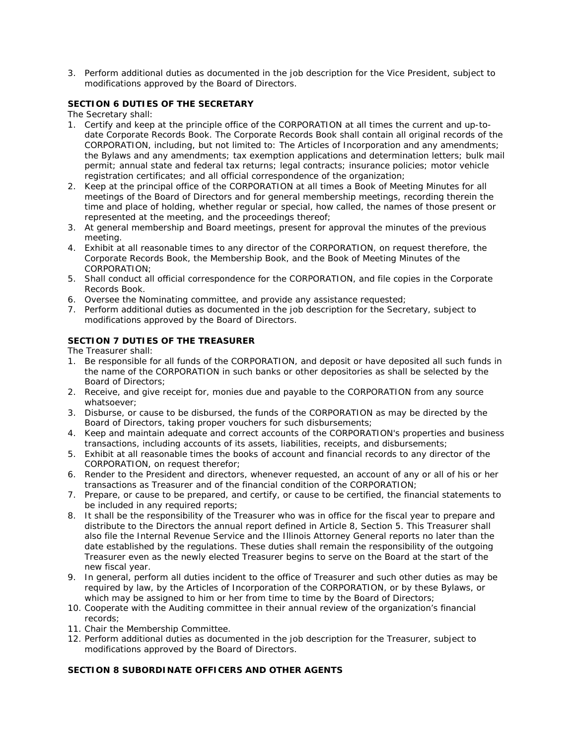3. Perform additional duties as documented in the job description for the Vice President, subject to modifications approved by the Board of Directors.

**SECTION 6 DUTIES OF THE SECRETARY**

The Secretary shall:

1. Certify and keep at the principle office of the CORPORATION at all times the current and up-to-date Corporate Records Book. The Corporate Records Book shall contain all original records of the CORPORATION, including, but not limited to: The Articles of Incorporation and any amendments; the Bylaws and any amendments; tax exemption applications and determination letters; bulk mail permit; annual state and federal tax returns; legal contracts; insurance policies; motor vehicle registration certificates; and all official correspondence of the organization;
2. Keep at the principal office of the CORPORATION at all times a Book of Meeting Minutes for all meetings of the Board of Directors and for general membership meetings, recording therein the time and place of holding, whether regular or special, how called, the names of those present or represented at the meeting, and the proceedings thereof;
3. At general membership and Board meetings, present for approval the minutes of the previous meeting.
4. Exhibit at all reasonable times to any director of the CORPORATION, on request therefore, the Corporate Records Book, the Membership Book, and the Book of Meeting Minutes of the CORPORATION;
5. Shall conduct all official correspondence for the CORPORATION, and file copies in the Corporate Records Book.
6. Oversee the Nominating committee, and provide any assistance requested;
7. Perform additional duties as documented in the job description for the Secretary, subject to modifications approved by the Board of Directors.

**SECTION 7 DUTIES OF THE TREASURER**

The Treasurer shall:

1. Be responsible for all funds of the CORPORATION, and deposit or have deposited all such funds in the name of the CORPORATION in such banks or other depositories as shall be selected by the Board of Directors;
2. Receive, and give receipt for, monies due and payable to the CORPORATION from any source whatsoever;
3. Disburse, or cause to be disbursed, the funds of the CORPORATION as may be directed by the Board of Directors, taking proper vouchers for such disbursements;
4. Keep and maintain adequate and correct accounts of the CORPORATION's properties and business transactions, including accounts of its assets, liabilities, receipts, and disbursements;
5. Exhibit at all reasonable times the books of account and financial records to any director of the CORPORATION, on request therefor;
6. Render to the President and directors, whenever requested, an account of any or all of his or her transactions as Treasurer and of the financial condition of the CORPORATION;
7. Prepare, or cause to be prepared, and certify, or cause to be certified, the financial statements to be included in any required reports;
8. It shall be the responsibility of the Treasurer who was in office for the fiscal year to prepare and distribute to the Directors the annual report defined in Article 8, Section 5. This Treasurer shall also file the Internal Revenue Service and the Illinois Attorney General reports no later than the date established by the regulations. These duties shall remain the responsibility of the outgoing Treasurer even as the newly elected Treasurer begins to serve on the Board at the start of the new fiscal year.
9. In general, perform all duties incident to the office of Treasurer and such other duties as may be required by law, by the Articles of Incorporation of the CORPORATION, or by these Bylaws, or which may be assigned to him or her from time to time by the Board of Directors;
10. Cooperate with the Auditing committee in their annual review of the organization's financial records;
11. Chair the Membership Committee.
12. Perform additional duties as documented in the job description for the Treasurer, subject to modifications approved by the Board of Directors.

**SECTION 8 SUBORDINATE OFFICERS AND OTHER AGENTS**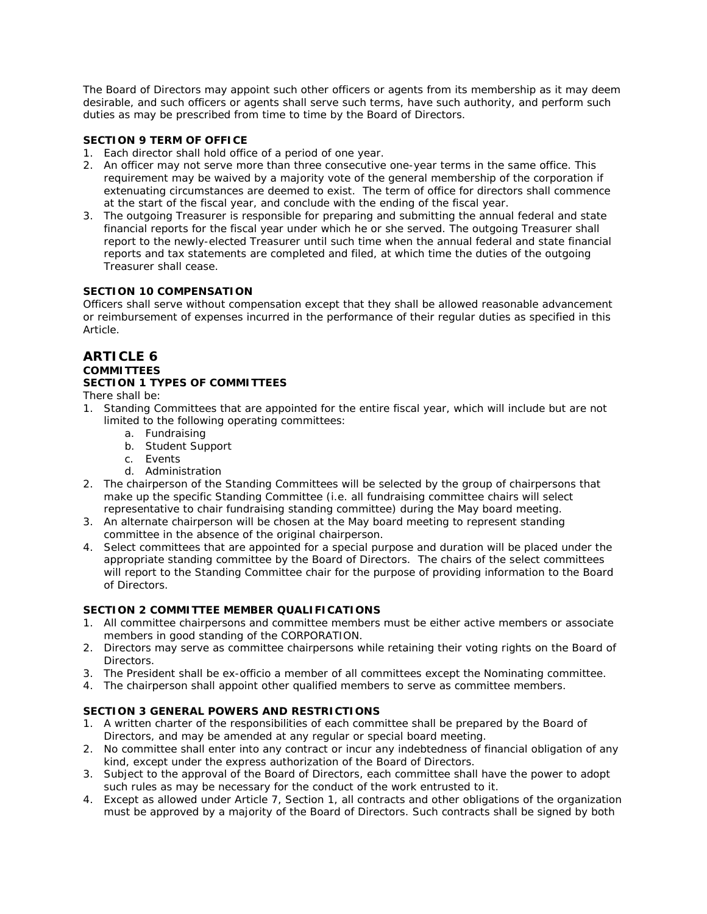The Board of Directors may appoint such other officers or agents from its membership as it may deem desirable, and such officers or agents shall serve such terms, have such authority, and perform such duties as may be prescribed from time to time by the Board of Directors.

**SECTION 9 TERM OF OFFICE**

1. Each director shall hold office of a period of one year.
2. An officer may not serve more than three consecutive one-year terms in the same office. This requirement may be waived by a majority vote of the general membership of the corporation if extenuating circumstances are deemed to exist. The term of office for directors shall commence at the start of the fiscal year, and conclude with the ending of the fiscal year.
3. The outgoing Treasurer is responsible for preparing and submitting the annual federal and state financial reports for the fiscal year under which he or she served. The outgoing Treasurer shall report to the newly-elected Treasurer until such time when the annual federal and state financial reports and tax statements are completed and filed, at which time the duties of the outgoing Treasurer shall cease.

**SECTION 10 COMPENSATION**

Officers shall serve without compensation except that they shall be allowed reasonable advancement or reimbursement of expenses incurred in the performance of their regular duties as specified in this Article.

## ARTICLE 6

**COMMITTEES**

**SECTION 1 TYPES OF COMMITTEES**

There shall be:

1. Standing Committees that are appointed for the entire fiscal year, which will include but are not limited to the following operating committees:
   a. Fundraising
   b. Student Support
   c. Events
   d. Administration
2. The chairperson of the Standing Committees will be selected by the group of chairpersons that make up the specific Standing Committee (i.e. all fundraising committee chairs will select representative to chair fundraising standing committee) during the May board meeting.
3. An alternate chairperson will be chosen at the May board meeting to represent standing committee in the absence of the original chairperson.
4. Select committees that are appointed for a special purpose and duration will be placed under the appropriate standing committee by the Board of Directors. The chairs of the select committees will report to the Standing Committee chair for the purpose of providing information to the Board of Directors.

**SECTION 2 COMMITTEE MEMBER QUALIFICATIONS**

1. All committee chairpersons and committee members must be either active members or associate members in good standing of the CORPORATION.
2. Directors may serve as committee chairpersons while retaining their voting rights on the Board of Directors.
3. The President shall be ex-officio a member of all committees except the Nominating committee.
4. The chairperson shall appoint other qualified members to serve as committee members.

**SECTION 3 GENERAL POWERS AND RESTRICTIONS**

1. A written charter of the responsibilities of each committee shall be prepared by the Board of Directors, and may be amended at any regular or special board meeting.
2. No committee shall enter into any contract or incur any indebtedness of financial obligation of any kind, except under the express authorization of the Board of Directors.
3. Subject to the approval of the Board of Directors, each committee shall have the power to adopt such rules as may be necessary for the conduct of the work entrusted to it.
4. Except as allowed under Article 7, Section 1, all contracts and other obligations of the organization must be approved by a majority of the Board of Directors. Such contracts shall be signed by both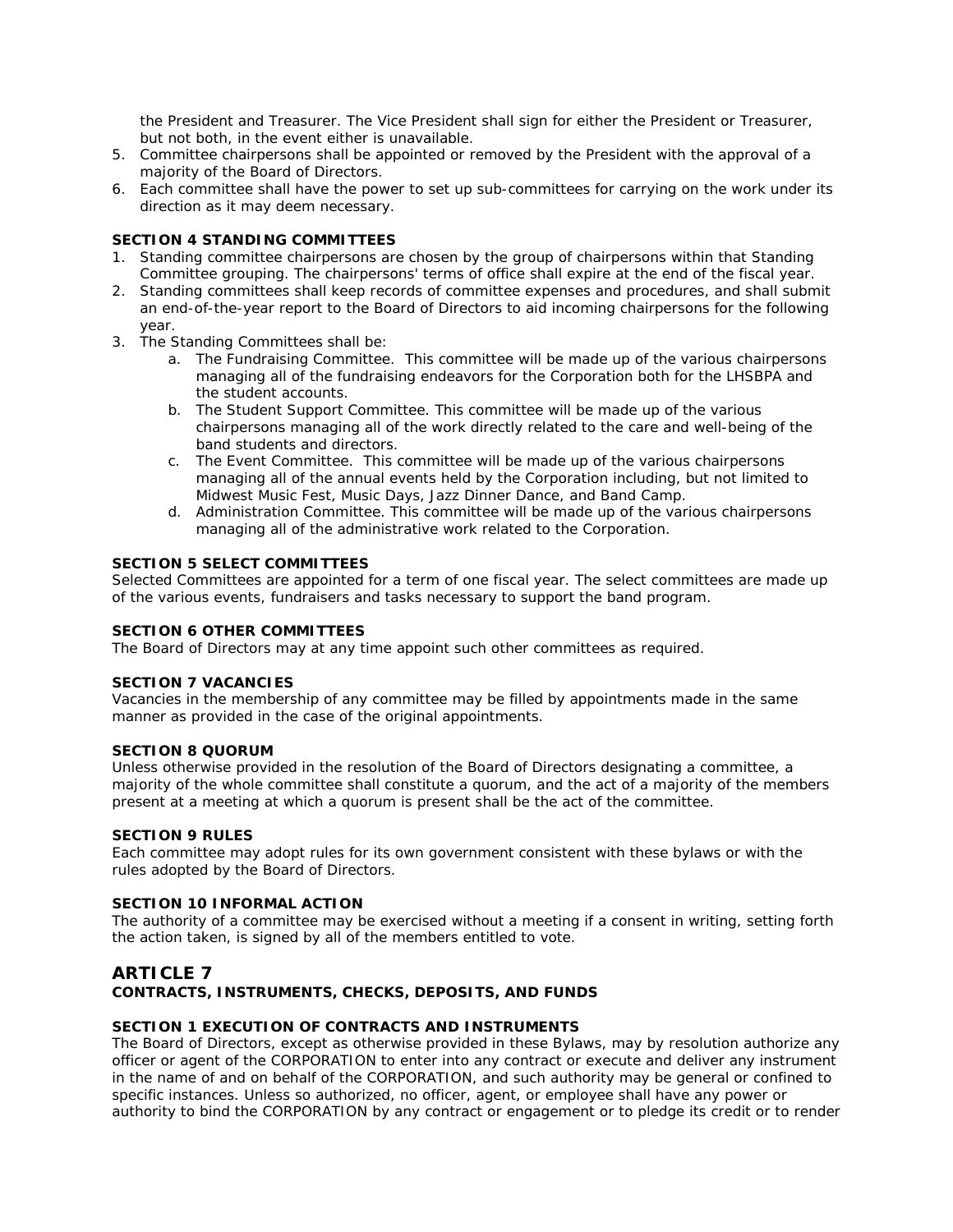the President and Treasurer. The Vice President shall sign for either the President or Treasurer, but not both, in the event either is unavailable.

5. Committee chairpersons shall be appointed or removed by the President with the approval of a majority of the Board of Directors.
6. Each committee shall have the power to set up sub-committees for carrying on the work under its direction as it may deem necessary.

**SECTION 4 STANDING COMMITTEES**

1. Standing committee chairpersons are chosen by the group of chairpersons within that Standing Committee grouping. The chairpersons' terms of office shall expire at the end of the fiscal year.
2. Standing committees shall keep records of committee expenses and procedures, and shall submit an end-of-the-year report to the Board of Directors to aid incoming chairpersons for the following year.
3. The Standing Committees shall be:
   a. The Fundraising Committee. This committee will be made up of the various chairpersons managing all of the fundraising endeavors for the Corporation both for the LHSBPA and the student accounts.
   b. The Student Support Committee. This committee will be made up of the various chairpersons managing all of the work directly related to the care and well-being of the band students and directors.
   c. The Event Committee. This committee will be made up of the various chairpersons managing all of the annual events held by the Corporation including, but not limited to Midwest Music Fest, Music Days, Jazz Dinner Dance, and Band Camp.
   d. Administration Committee. This committee will be made up of the various chairpersons managing all of the administrative work related to the Corporation.

**SECTION 5 SELECT COMMITTEES**

Selected Committees are appointed for a term of one fiscal year. The select committees are made up of the various events, fundraisers and tasks necessary to support the band program.

**SECTION 6 OTHER COMMITTEES**

The Board of Directors may at any time appoint such other committees as required.

**SECTION 7 VACANCIES**

Vacancies in the membership of any committee may be filled by appointments made in the same manner as provided in the case of the original appointments.

**SECTION 8 QUORUM**

Unless otherwise provided in the resolution of the Board of Directors designating a committee, a majority of the whole committee shall constitute a quorum, and the act of a majority of the members present at a meeting at which a quorum is present shall be the act of the committee.

**SECTION 9 RULES**

Each committee may adopt rules for its own government consistent with these bylaws or with the rules adopted by the Board of Directors.

**SECTION 10 INFORMAL ACTION**

The authority of a committee may be exercised without a meeting if a consent in writing, setting forth the action taken, is signed by all of the members entitled to vote.

## ARTICLE 7

**CONTRACTS, INSTRUMENTS, CHECKS, DEPOSITS, AND FUNDS**

**SECTION 1 EXECUTION OF CONTRACTS AND INSTRUMENTS**

The Board of Directors, except as otherwise provided in these Bylaws, may by resolution authorize any officer or agent of the CORPORATION to enter into any contract or execute and deliver any instrument in the name of and on behalf of the CORPORATION, and such authority may be general or confined to specific instances. Unless so authorized, no officer, agent, or employee shall have any power or authority to bind the CORPORATION by any contract or engagement or to pledge its credit or to render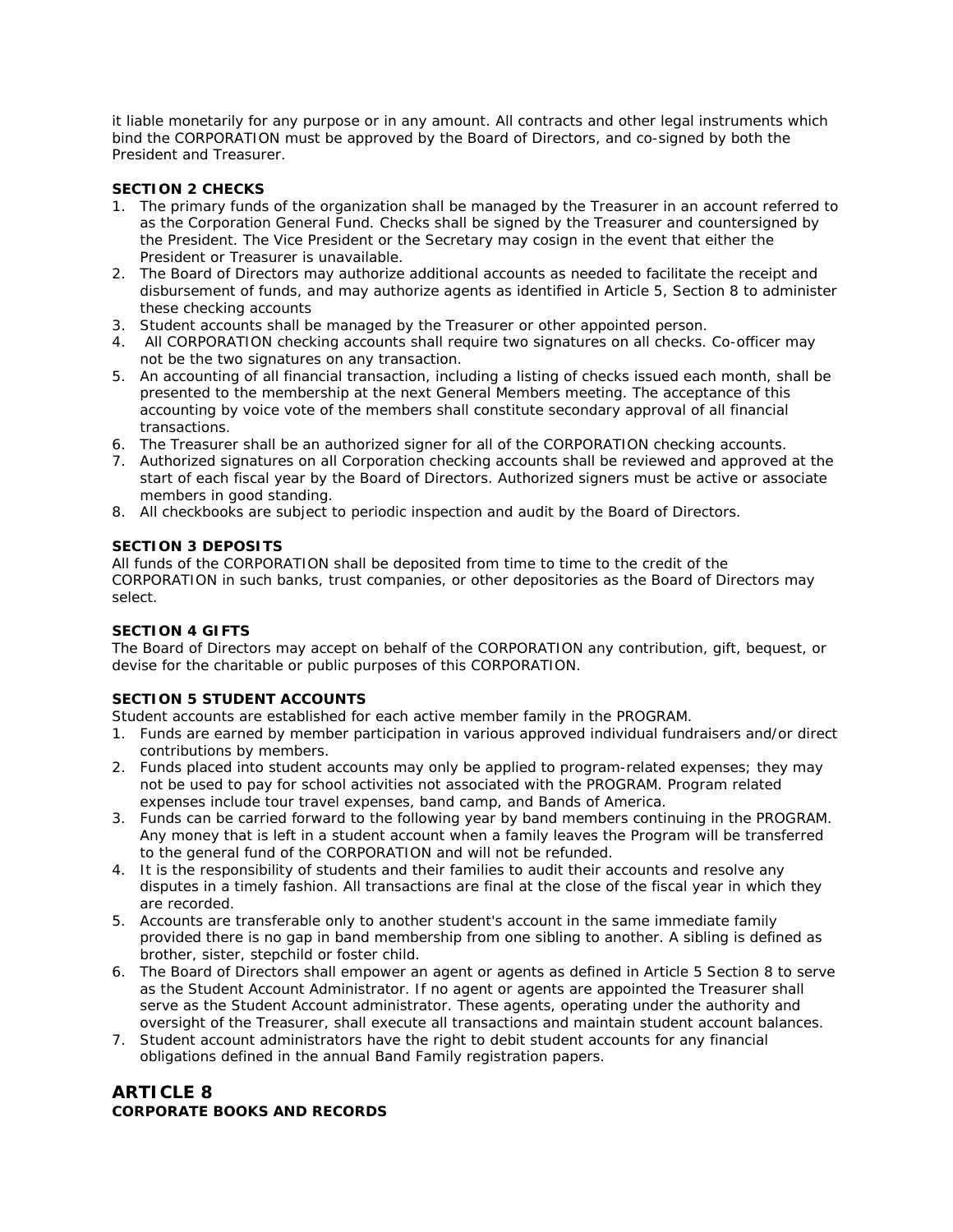it liable monetarily for any purpose or in any amount. All contracts and other legal instruments which bind the CORPORATION must be approved by the Board of Directors, and co-signed by both the President and Treasurer.

**SECTION 2 CHECKS**

1. The primary funds of the organization shall be managed by the Treasurer in an account referred to as the Corporation General Fund. Checks shall be signed by the Treasurer and countersigned by the President. The Vice President or the Secretary may cosign in the event that either the President or Treasurer is unavailable.
2. The Board of Directors may authorize additional accounts as needed to facilitate the receipt and disbursement of funds, and may authorize agents as identified in Article 5, Section 8 to administer these checking accounts
3. Student accounts shall be managed by the Treasurer or other appointed person.
4. All CORPORATION checking accounts shall require two signatures on all checks. Co-officer may not be the two signatures on any transaction.
5. An accounting of all financial transaction, including a listing of checks issued each month, shall be presented to the membership at the next General Members meeting. The acceptance of this accounting by voice vote of the members shall constitute secondary approval of all financial transactions.
6. The Treasurer shall be an authorized signer for all of the CORPORATION checking accounts.
7. Authorized signatures on all Corporation checking accounts shall be reviewed and approved at the start of each fiscal year by the Board of Directors. Authorized signers must be active or associate members in good standing.
8. All checkbooks are subject to periodic inspection and audit by the Board of Directors.

**SECTION 3 DEPOSITS**

All funds of the CORPORATION shall be deposited from time to time to the credit of the CORPORATION in such banks, trust companies, or other depositories as the Board of Directors may select.

**SECTION 4 GIFTS**

The Board of Directors may accept on behalf of the CORPORATION any contribution, gift, bequest, or devise for the charitable or public purposes of this CORPORATION.

**SECTION 5 STUDENT ACCOUNTS**

Student accounts are established for each active member family in the PROGRAM.

1. Funds are earned by member participation in various approved individual fundraisers and/or direct contributions by members.
2. Funds placed into student accounts may only be applied to program-related expenses; they may not be used to pay for school activities not associated with the PROGRAM. Program related expenses include tour travel expenses, band camp, and Bands of America.
3. Funds can be carried forward to the following year by band members continuing in the PROGRAM. Any money that is left in a student account when a family leaves the Program will be transferred to the general fund of the CORPORATION and will not be refunded.
4. It is the responsibility of students and their families to audit their accounts and resolve any disputes in a timely fashion. All transactions are final at the close of the fiscal year in which they are recorded.
5. Accounts are transferable only to another student's account in the same immediate family provided there is no gap in band membership from one sibling to another. A sibling is defined as brother, sister, stepchild or foster child.
6. The Board of Directors shall empower an agent or agents as defined in Article 5 Section 8 to serve as the Student Account Administrator. If no agent or agents are appointed the Treasurer shall serve as the Student Account administrator. These agents, operating under the authority and oversight of the Treasurer, shall execute all transactions and maintain student account balances.
7. Student account administrators have the right to debit student accounts for any financial obligations defined in the annual Band Family registration papers.

## ARTICLE 8

**CORPORATE BOOKS AND RECORDS**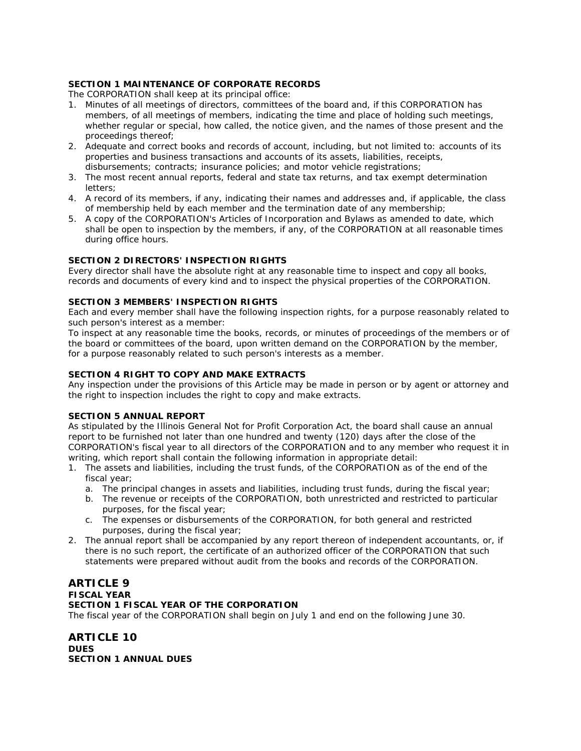**SECTION 1 MAINTENANCE OF CORPORATE RECORDS**

The CORPORATION shall keep at its principal office:

1. Minutes of all meetings of directors, committees of the board and, if this CORPORATION has members, of all meetings of members, indicating the time and place of holding such meetings, whether regular or special, how called, the notice given, and the names of those present and the proceedings thereof;
2. Adequate and correct books and records of account, including, but not limited to: accounts of its properties and business transactions and accounts of its assets, liabilities, receipts, disbursements; contracts; insurance policies; and motor vehicle registrations;
3. The most recent annual reports, federal and state tax returns, and tax exempt determination letters;
4. A record of its members, if any, indicating their names and addresses and, if applicable, the class of membership held by each member and the termination date of any membership;
5. A copy of the CORPORATION's Articles of Incorporation and Bylaws as amended to date, which shall be open to inspection by the members, if any, of the CORPORATION at all reasonable times during office hours.

**SECTION 2 DIRECTORS' INSPECTION RIGHTS**

Every director shall have the absolute right at any reasonable time to inspect and copy all books, records and documents of every kind and to inspect the physical properties of the CORPORATION.

**SECTION 3 MEMBERS' INSPECTION RIGHTS**

Each and every member shall have the following inspection rights, for a purpose reasonably related to such person's interest as a member:

To inspect at any reasonable time the books, records, or minutes of proceedings of the members or of the board or committees of the board, upon written demand on the CORPORATION by the member, for a purpose reasonably related to such person's interests as a member.

**SECTION 4 RIGHT TO COPY AND MAKE EXTRACTS**

Any inspection under the provisions of this Article may be made in person or by agent or attorney and the right to inspection includes the right to copy and make extracts.

**SECTION 5 ANNUAL REPORT**

As stipulated by the Illinois General Not for Profit Corporation Act, the board shall cause an annual report to be furnished not later than one hundred and twenty (120) days after the close of the CORPORATION's fiscal year to all directors of the CORPORATION and to any member who request it in writing, which report shall contain the following information in appropriate detail:

1. The assets and liabilities, including the trust funds, of the CORPORATION as of the end of the fiscal year;
   a. The principal changes in assets and liabilities, including trust funds, during the fiscal year;
   b. The revenue or receipts of the CORPORATION, both unrestricted and restricted to particular purposes, for the fiscal year;
   c. The expenses or disbursements of the CORPORATION, for both general and restricted purposes, during the fiscal year;
2. The annual report shall be accompanied by any report thereon of independent accountants, or, if there is no such report, the certificate of an authorized officer of the CORPORATION that such statements were prepared without audit from the books and records of the CORPORATION.

## ARTICLE 9

**FISCAL YEAR**

**SECTION 1 FISCAL YEAR OF THE CORPORATION**

The fiscal year of the CORPORATION shall begin on July 1 and end on the following June 30.

## ARTICLE 10

**DUES**

**SECTION 1 ANNUAL DUES**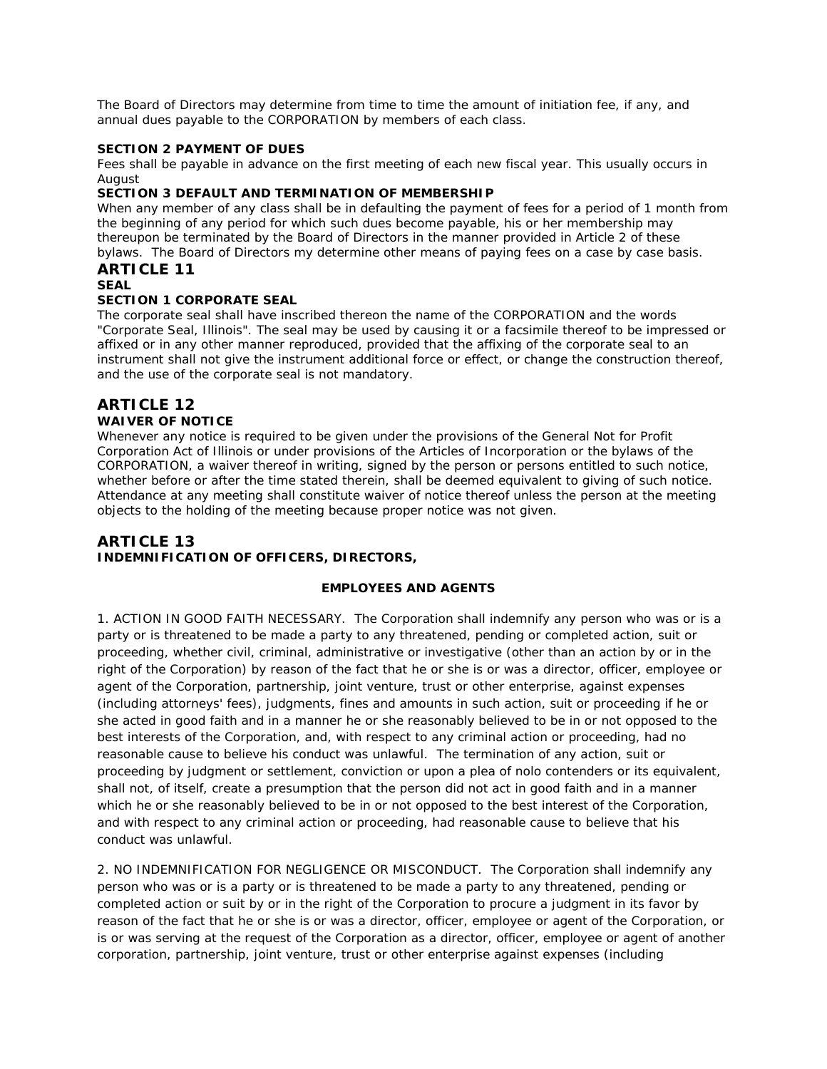The Board of Directors may determine from time to time the amount of initiation fee, if any, and annual dues payable to the CORPORATION by members of each class.

**SECTION 2 PAYMENT OF DUES**

Fees shall be payable in advance on the first meeting of each new fiscal year. This usually occurs in August

**SECTION 3 DEFAULT AND TERMINATION OF MEMBERSHIP**

When any member of any class shall be in defaulting the payment of fees for a period of 1 month from the beginning of any period for which such dues become payable, his or her membership may thereupon be terminated by the Board of Directors in the manner provided in Article 2 of these bylaws. The Board of Directors my determine other means of paying fees on a case by case basis.

## ARTICLE 11

**SEAL**

**SECTION 1 CORPORATE SEAL**

The corporate seal shall have inscribed thereon the name of the CORPORATION and the words "Corporate Seal, Illinois". The seal may be used by causing it or a facsimile thereof to be impressed or affixed or in any other manner reproduced, provided that the affixing of the corporate seal to an instrument shall not give the instrument additional force or effect, or change the construction thereof, and the use of the corporate seal is not mandatory.

## ARTICLE 12

**WAIVER OF NOTICE**

Whenever any notice is required to be given under the provisions of the General Not for Profit Corporation Act of Illinois or under provisions of the Articles of Incorporation or the bylaws of the CORPORATION, a waiver thereof in writing, signed by the person or persons entitled to such notice, whether before or after the time stated therein, shall be deemed equivalent to giving of such notice. Attendance at any meeting shall constitute waiver of notice thereof unless the person at the meeting objects to the holding of the meeting because proper notice was not given.

## ARTICLE 13

**INDEMNIFICATION OF OFFICERS, DIRECTORS,**

**EMPLOYEES AND AGENTS**

1. ACTION IN GOOD FAITH NECESSARY. The Corporation shall indemnify any person who was or is a party or is threatened to be made a party to any threatened, pending or completed action, suit or proceeding, whether civil, criminal, administrative or investigative (other than an action by or in the right of the Corporation) by reason of the fact that he or she is or was a director, officer, employee or agent of the Corporation, partnership, joint venture, trust or other enterprise, against expenses (including attorneys' fees), judgments, fines and amounts in such action, suit or proceeding if he or she acted in good faith and in a manner he or she reasonably believed to be in or not opposed to the best interests of the Corporation, and, with respect to any criminal action or proceeding, had no reasonable cause to believe his conduct was unlawful. The termination of any action, suit or proceeding by judgment or settlement, conviction or upon a plea of nolo contenders or its equivalent, shall not, of itself, create a presumption that the person did not act in good faith and in a manner which he or she reasonably believed to be in or not opposed to the best interest of the Corporation, and with respect to any criminal action or proceeding, had reasonable cause to believe that his conduct was unlawful.

2. NO INDEMNIFICATION FOR NEGLIGENCE OR MISCONDUCT. The Corporation shall indemnify any person who was or is a party or is threatened to be made a party to any threatened, pending or completed action or suit by or in the right of the Corporation to procure a judgment in its favor by reason of the fact that he or she is or was a director, officer, employee or agent of the Corporation, or is or was serving at the request of the Corporation as a director, officer, employee or agent of another corporation, partnership, joint venture, trust or other enterprise against expenses (including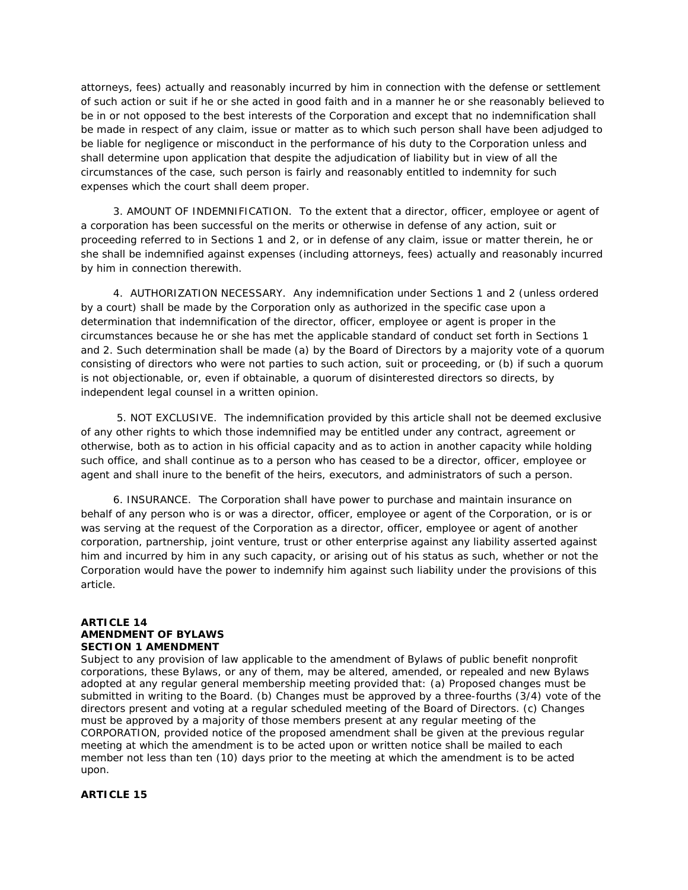attorneys, fees) actually and reasonably incurred by him in connection with the defense or settlement of such action or suit if he or she acted in good faith and in a manner he or she reasonably believed to be in or not opposed to the best interests of the Corporation and except that no indemnification shall be made in respect of any claim, issue or matter as to which such person shall have been adjudged to be liable for negligence or misconduct in the performance of his duty to the Corporation unless and shall determine upon application that despite the adjudication of liability but in view of all the circumstances of the case, such person is fairly and reasonably entitled to indemnity for such expenses which the court shall deem proper.

3. AMOUNT OF INDEMNIFICATION. To the extent that a director, officer, employee or agent of a corporation has been successful on the merits or otherwise in defense of any action, suit or proceeding referred to in Sections 1 and 2, or in defense of any claim, issue or matter therein, he or she shall be indemnified against expenses (including attorneys, fees) actually and reasonably incurred by him in connection therewith.

4. AUTHORIZATION NECESSARY. Any indemnification under Sections 1 and 2 (unless ordered by a court) shall be made by the Corporation only as authorized in the specific case upon a determination that indemnification of the director, officer, employee or agent is proper in the circumstances because he or she has met the applicable standard of conduct set forth in Sections 1 and 2. Such determination shall be made (a) by the Board of Directors by a majority vote of a quorum consisting of directors who were not parties to such action, suit or proceeding, or (b) if such a quorum is not objectionable, or, even if obtainable, a quorum of disinterested directors so directs, by independent legal counsel in a written opinion.

5. NOT EXCLUSIVE. The indemnification provided by this article shall not be deemed exclusive of any other rights to which those indemnified may be entitled under any contract, agreement or otherwise, both as to action in his official capacity and as to action in another capacity while holding such office, and shall continue as to a person who has ceased to be a director, officer, employee or agent and shall inure to the benefit of the heirs, executors, and administrators of such a person.

6. INSURANCE. The Corporation shall have power to purchase and maintain insurance on behalf of any person who is or was a director, officer, employee or agent of the Corporation, or is or was serving at the request of the Corporation as a director, officer, employee or agent of another corporation, partnership, joint venture, trust or other enterprise against any liability asserted against him and incurred by him in any such capacity, or arising out of his status as such, whether or not the Corporation would have the power to indemnify him against such liability under the provisions of this article.

**ARTICLE 14**
**AMENDMENT OF BYLAWS**
**SECTION 1 AMENDMENT**

Subject to any provision of law applicable to the amendment of Bylaws of public benefit nonprofit corporations, these Bylaws, or any of them, may be altered, amended, or repealed and new Bylaws adopted at any regular general membership meeting provided that: (a) Proposed changes must be submitted in writing to the Board. (b) Changes must be approved by a three-fourths (3/4) vote of the directors present and voting at a regular scheduled meeting of the Board of Directors. (c) Changes must be approved by a majority of those members present at any regular meeting of the CORPORATION, provided notice of the proposed amendment shall be given at the previous regular meeting at which the amendment is to be acted upon or written notice shall be mailed to each member not less than ten (10) days prior to the meeting at which the amendment is to be acted upon.

**ARTICLE 15**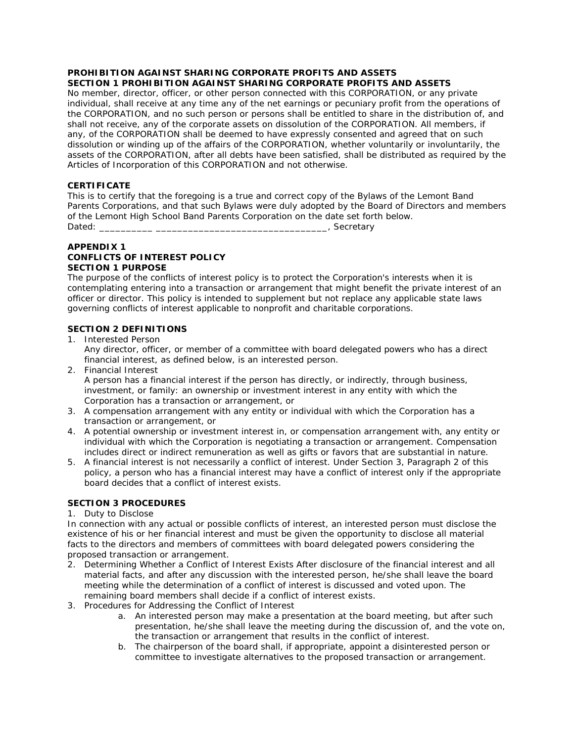**PROHIBITION AGAINST SHARING CORPORATE PROFITS AND ASSETS**
**SECTION 1 PROHIBITION AGAINST SHARING CORPORATE PROFITS AND ASSETS**

No member, director, officer, or other person connected with this CORPORATION, or any private individual, shall receive at any time any of the net earnings or pecuniary profit from the operations of the CORPORATION, and no such person or persons shall be entitled to share in the distribution of, and shall not receive, any of the corporate assets on dissolution of the CORPORATION. All members, if any, of the CORPORATION shall be deemed to have expressly consented and agreed that on such dissolution or winding up of the affairs of the CORPORATION, whether voluntarily or involuntarily, the assets of the CORPORATION, after all debts have been satisfied, shall be distributed as required by the Articles of Incorporation of this CORPORATION and not otherwise.

**CERTIFICATE**

This is to certify that the foregoing is a true and correct copy of the Bylaws of the Lemont Band Parents Corporations, and that such Bylaws were duly adopted by the Board of Directors and members of the Lemont High School Band Parents Corporation on the date set forth below.
Dated: __________ _________________________________, Secretary

**APPENDIX 1**
**CONFLICTS OF INTEREST POLICY**
**SECTION 1 PURPOSE**

The purpose of the conflicts of interest policy is to protect the Corporation's interests when it is contemplating entering into a transaction or arrangement that might benefit the private interest of an officer or director. This policy is intended to supplement but not replace any applicable state laws governing conflicts of interest applicable to nonprofit and charitable corporations.

**SECTION 2 DEFINITIONS**

1. Interested Person
   Any director, officer, or member of a committee with board delegated powers who has a direct financial interest, as defined below, is an interested person.
2. Financial Interest
   A person has a financial interest if the person has directly, or indirectly, through business, investment, or family: an ownership or investment interest in any entity with which the Corporation has a transaction or arrangement, or
3. A compensation arrangement with any entity or individual with which the Corporation has a transaction or arrangement, or
4. A potential ownership or investment interest in, or compensation arrangement with, any entity or individual with which the Corporation is negotiating a transaction or arrangement. Compensation includes direct or indirect remuneration as well as gifts or favors that are substantial in nature.
5. A financial interest is not necessarily a conflict of interest. Under Section 3, Paragraph 2 of this policy, a person who has a financial interest may have a conflict of interest only if the appropriate board decides that a conflict of interest exists.

**SECTION 3 PROCEDURES**

1. Duty to Disclose

In connection with any actual or possible conflicts of interest, an interested person must disclose the existence of his or her financial interest and must be given the opportunity to disclose all material facts to the directors and members of committees with board delegated powers considering the proposed transaction or arrangement.

2. Determining Whether a Conflict of Interest Exists After disclosure of the financial interest and all material facts, and after any discussion with the interested person, he/she shall leave the board meeting while the determination of a conflict of interest is discussed and voted upon. The remaining board members shall decide if a conflict of interest exists.
3. Procedures for Addressing the Conflict of Interest
   a. An interested person may make a presentation at the board meeting, but after such presentation, he/she shall leave the meeting during the discussion of, and the vote on, the transaction or arrangement that results in the conflict of interest.
   b. The chairperson of the board shall, if appropriate, appoint a disinterested person or committee to investigate alternatives to the proposed transaction or arrangement.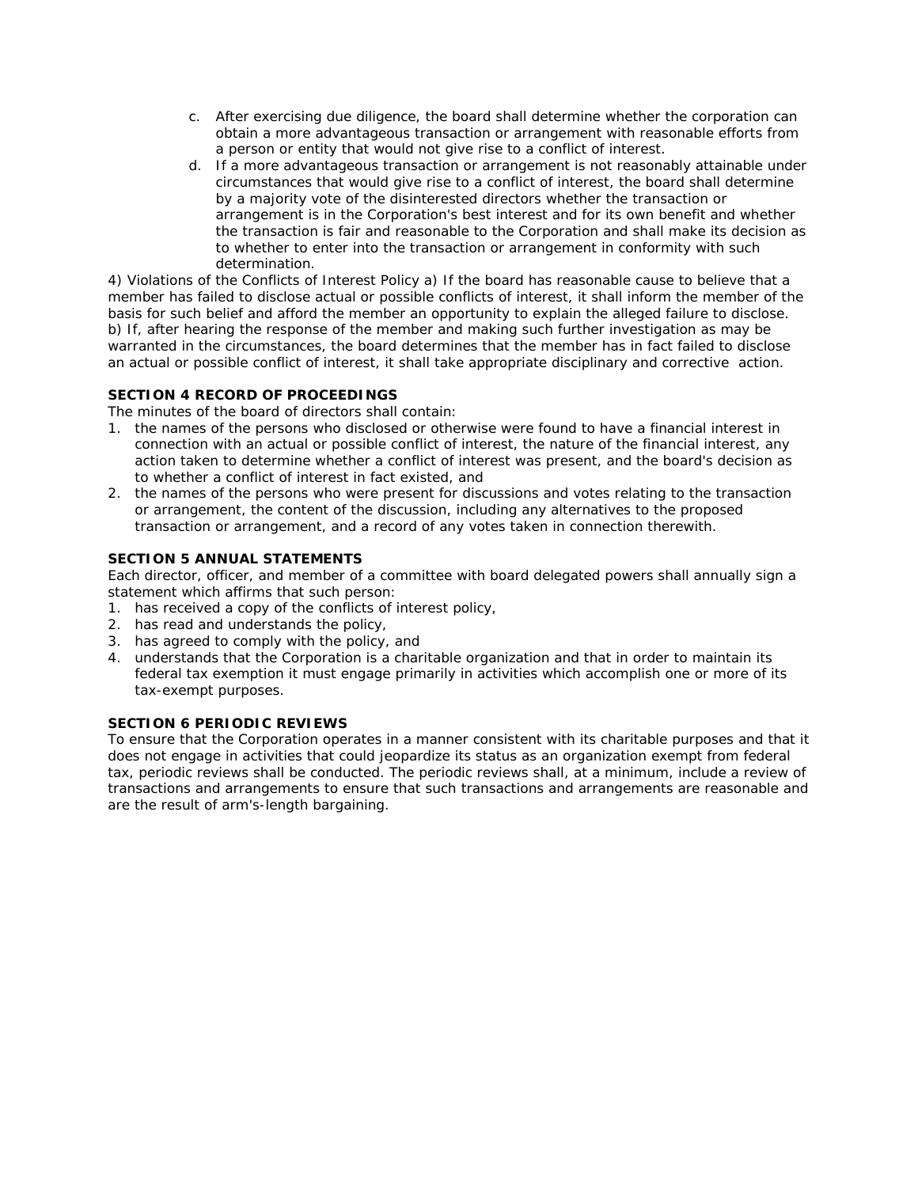c. After exercising due diligence, the board shall determine whether the corporation can obtain a more advantageous transaction or arrangement with reasonable efforts from a person or entity that would not give rise to a conflict of interest.
d. If a more advantageous transaction or arrangement is not reasonably attainable under circumstances that would give rise to a conflict of interest, the board shall determine by a majority vote of the disinterested directors whether the transaction or arrangement is in the Corporation's best interest and for its own benefit and whether the transaction is fair and reasonable to the Corporation and shall make its decision as to whether to enter into the transaction or arrangement in conformity with such determination.

4) Violations of the Conflicts of Interest Policy a) If the board has reasonable cause to believe that a member has failed to disclose actual or possible conflicts of interest, it shall inform the member of the basis for such belief and afford the member an opportunity to explain the alleged failure to disclose. b) If, after hearing the response of the member and making such further investigation as may be warranted in the circumstances, the board determines that the member has in fact failed to disclose an actual or possible conflict of interest, it shall take appropriate disciplinary and corrective action.

**SECTION 4 RECORD OF PROCEEDINGS**

The minutes of the board of directors shall contain:

1. the names of the persons who disclosed or otherwise were found to have a financial interest in connection with an actual or possible conflict of interest, the nature of the financial interest, any action taken to determine whether a conflict of interest was present, and the board's decision as to whether a conflict of interest in fact existed, and
2. the names of the persons who were present for discussions and votes relating to the transaction or arrangement, the content of the discussion, including any alternatives to the proposed transaction or arrangement, and a record of any votes taken in connection therewith.

**SECTION 5 ANNUAL STATEMENTS**

Each director, officer, and member of a committee with board delegated powers shall annually sign a statement which affirms that such person:

1. has received a copy of the conflicts of interest policy,
2. has read and understands the policy,
3. has agreed to comply with the policy, and
4. understands that the Corporation is a charitable organization and that in order to maintain its federal tax exemption it must engage primarily in activities which accomplish one or more of its tax-exempt purposes.

**SECTION 6 PERIODIC REVIEWS**

To ensure that the Corporation operates in a manner consistent with its charitable purposes and that it does not engage in activities that could jeopardize its status as an organization exempt from federal tax, periodic reviews shall be conducted. The periodic reviews shall, at a minimum, include a review of transactions and arrangements to ensure that such transactions and arrangements are reasonable and are the result of arm's-length bargaining.